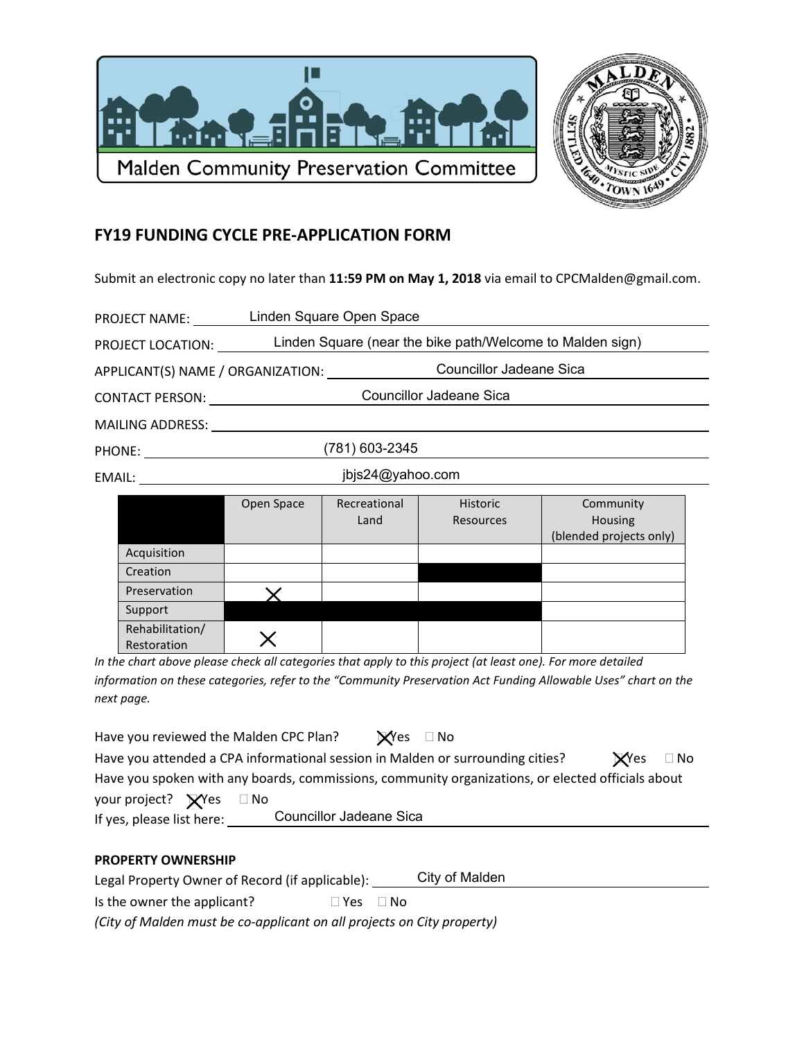Malden Community Preservation Committee

## FY19 FUNDING CYCLE PRE-APPLICATION FORM

Submit an electronic copy no later than **11:59 PM on May 1, 2018** via email to CPCMalden@gmail.com.

PROJECT NAME: Linden Square Open Space

PROJECT LOCATION: Linden Square (near the bike path/Welcome to Malden sign)

APPLICANT(S) NAME / ORGANIZATION: Councillor Jadeane Sica

CONTACT PERSON: Councillor Jadeane Sica

MAILING ADDRESS:

PHONE: (781) 603-2345

EMAIL: jbjs24@yahoo.com

| | Open Space | Recreational Land | Historic Resources | Community Housing (blended projects only) |
|---|---|---|---|---|
| Acquisition | | | | |
| Creation | | | ■ | |
| Preservation | X | | | |
| Support | ■ | ■ | ■ | |
| Rehabilitation/ Restoration | X | | | |

*In the chart above please check all categories that apply to this project (at least one). For more detailed information on these categories, refer to the "Community Preservation Act Funding Allowable Uses" chart on the next page.*

Have you reviewed the Malden CPC Plan? ☒ Yes ☐ No

Have you attended a CPA informational session in Malden or surrounding cities? ☒ Yes ☐ No

Have you spoken with any boards, commissions, community organizations, or elected officials about your project? ☒ Yes ☐ No

If yes, please list here: Councillor Jadeane Sica

**PROPERTY OWNERSHIP**

Legal Property Owner of Record (if applicable): City of Malden

Is the owner the applicant? ☐ Yes ☐ No

*(City of Malden must be co-applicant on all projects on City property)*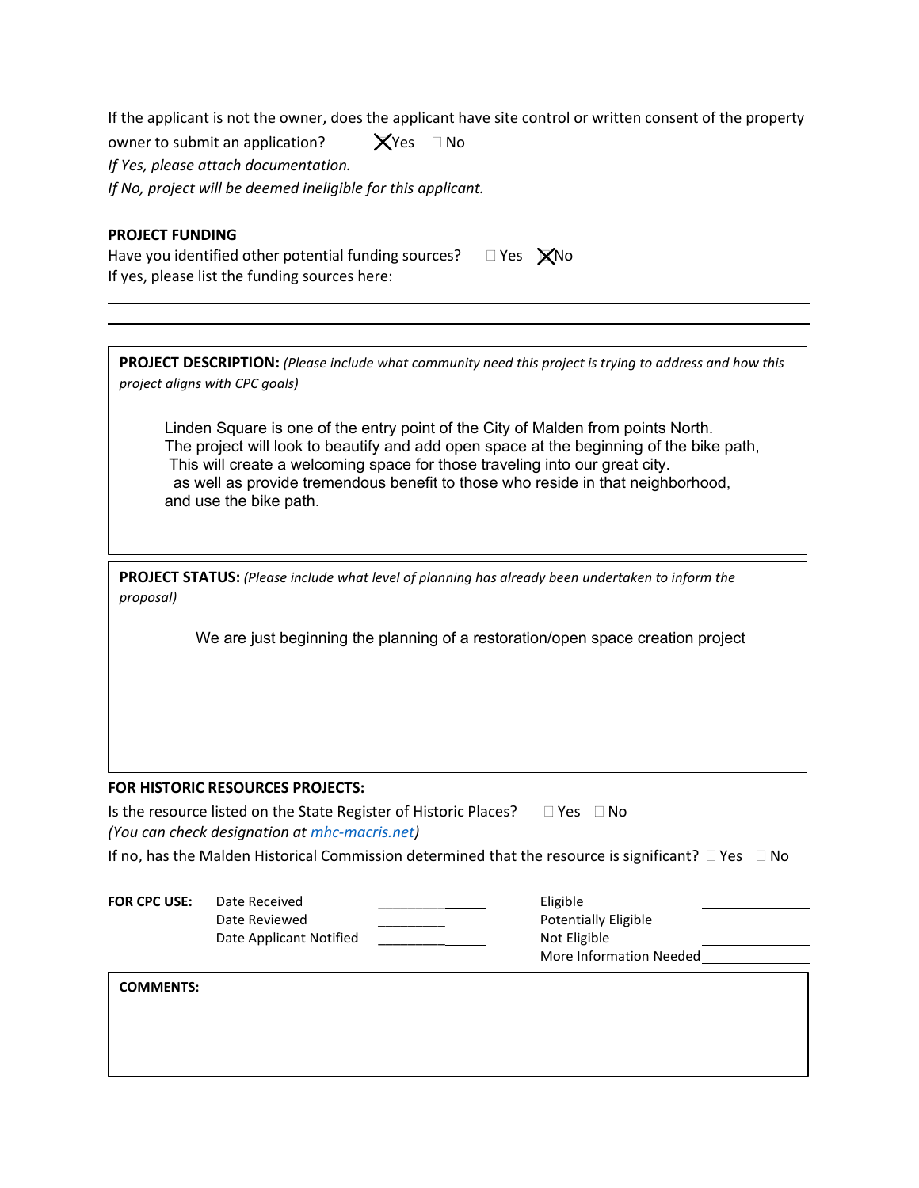If the applicant is not the owner, does the applicant have site control or written consent of the property owner to submit an application? ☒ Yes ☐ No

*If Yes, please attach documentation.*

*If No, project will be deemed ineligible for this applicant.*

**PROJECT FUNDING**

Have you identified other potential funding sources? ☐ Yes ☒ No

If yes, please list the funding sources here: ________________________________

**PROJECT DESCRIPTION:** *(Please include what community need this project is trying to address and how this project aligns with CPC goals)*

Linden Square is one of the entry point of the City of Malden from points North.
The project will look to beautify and add open space at the beginning of the bike path,
This will create a welcoming space for those traveling into our great city.
as well as provide tremendous benefit to those who reside in that neighborhood,
and use the bike path.

**PROJECT STATUS:** *(Please include what level of planning has already been undertaken to inform the proposal)*

We are just beginning the planning of a restoration/open space creation project

**FOR HISTORIC RESOURCES PROJECTS:**

Is the resource listed on the State Register of Historic Places? ☐ Yes ☐ No

*(You can check designation at [mhc-macris.net](mhc-macris.net))*

If no, has the Malden Historical Commission determined that the resource is significant? ☐ Yes ☐ No

| | | | | |
|---|---|---|---|---|
| **FOR CPC USE:** | Date Received | ________ | Eligible | ________ |
| | Date Reviewed | ________ | Potentially Eligible | ________ |
| | Date Applicant Notified | ________ | Not Eligible | ________ |
| | | | More Information Needed | ________ |

**COMMENTS:**